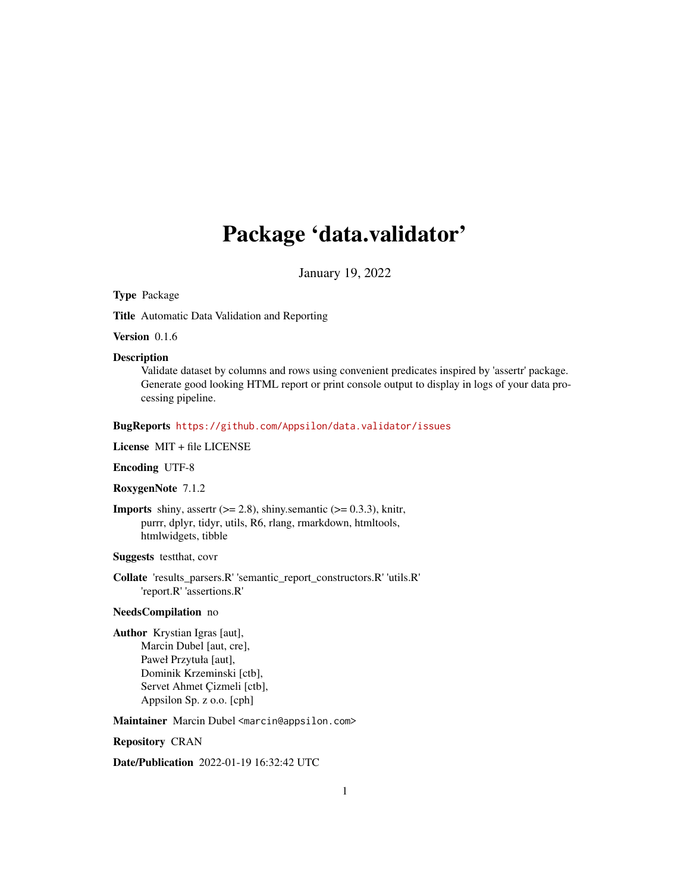# Package 'data.validator'

January 19, 2022

**Type** Package

**Title** Automatic Data Validation and Reporting

**Version** 0.1.6

**Description** Validate dataset by columns and rows using convenient predicates inspired by 'assertr' package. Generate good looking HTML report or print console output to display in logs of your data processing pipeline.

**BugReports** https://github.com/Appsilon/data.validator/issues

**License** MIT + file LICENSE

**Encoding** UTF-8

**RoxygenNote** 7.1.2

**Imports** shiny, assertr (>= 2.8), shiny.semantic (>= 0.3.3), knitr, purrr, dplyr, tidyr, utils, R6, rlang, rmarkdown, htmltools, htmlwidgets, tibble

**Suggests** testthat, covr

**Collate** 'results_parsers.R' 'semantic_report_constructors.R' 'utils.R' 'report.R' 'assertions.R'

**NeedsCompilation** no

**Author** Krystian Igras [aut],
Marcin Dubel [aut, cre],
Paweł Przytuła [aut],
Dominik Krzeminski [ctb],
Servet Ahmet Çizmeli [ctb],
Appsilon Sp. z o.o. [cph]

**Maintainer** Marcin Dubel <marcin@appsilon.com>

**Repository** CRAN

**Date/Publication** 2022-01-19 16:32:42 UTC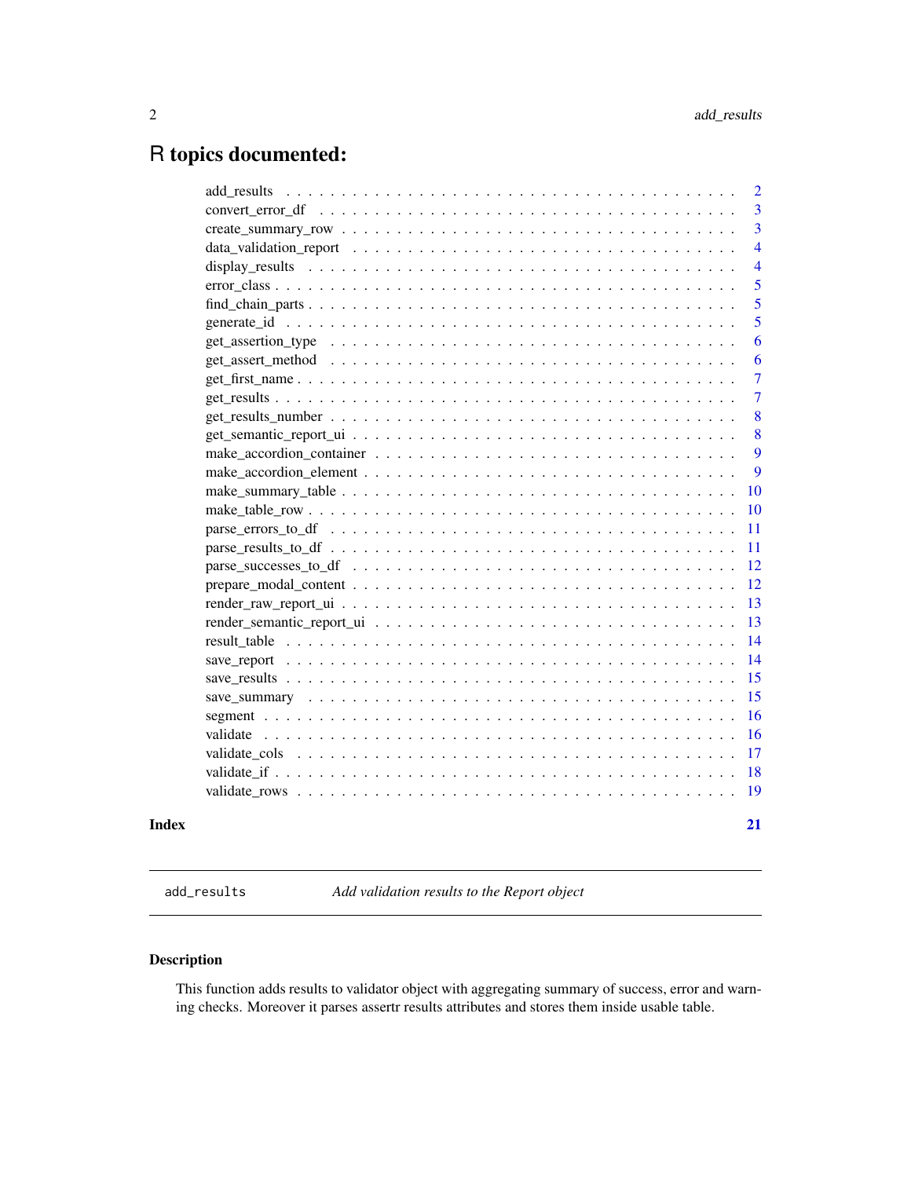# R topics documented:

| | |
|---|---|
| add_results | 2 |
| convert_error_df | 3 |
| create_summary_row | 3 |
| data_validation_report | 4 |
| display_results | 4 |
| error_class | 5 |
| find_chain_parts | 5 |
| generate_id | 5 |
| get_assertion_type | 6 |
| get_assert_method | 6 |
| get_first_name | 7 |
| get_results | 7 |
| get_results_number | 8 |
| get_semantic_report_ui | 8 |
| make_accordion_container | 9 |
| make_accordion_element | 9 |
| make_summary_table | 10 |
| make_table_row | 10 |
| parse_errors_to_df | 11 |
| parse_results_to_df | 11 |
| parse_successes_to_df | 12 |
| prepare_modal_content | 12 |
| render_raw_report_ui | 13 |
| render_semantic_report_ui | 13 |
| result_table | 14 |
| save_report | 14 |
| save_results | 15 |
| save_summary | 15 |
| segment | 16 |
| validate | 16 |
| validate_cols | 17 |
| validate_if | 18 |
| validate_rows | 19 |

**Index** **21**

---

`add_results` *Add validation results to the Report object*

---

## Description

This function adds results to validator object with aggregating summary of success, error and warning checks. Moreover it parses assertr results attributes and stores them inside usable table.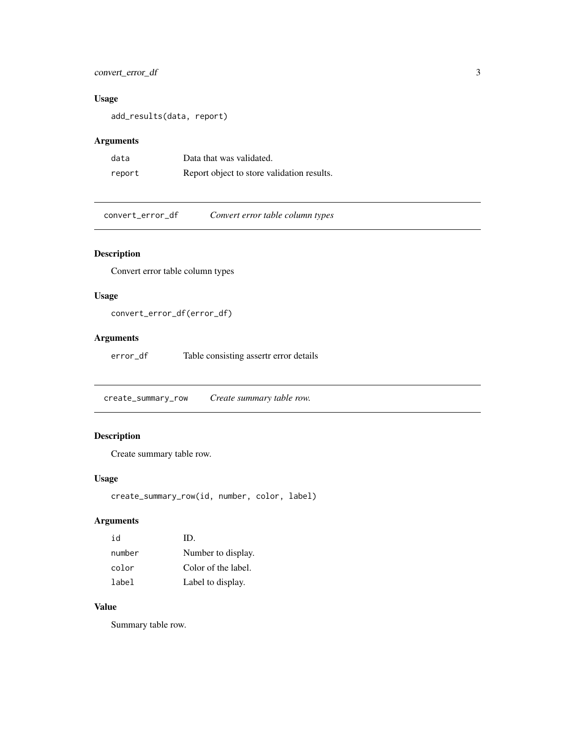### Usage

```
add_results(data, report)
```

### Arguments

| | |
|---|---|
| `data` | Data that was validated. |
| `report` | Report object to store validation results. |

---

## `convert_error_df` *Convert error table column types*

### Description

Convert error table column types

### Usage

```
convert_error_df(error_df)
```

### Arguments

| | |
|---|---|
| `error_df` | Table consisting assertr error details |

---

## `create_summary_row` *Create summary table row.*

### Description

Create summary table row.

### Usage

```
create_summary_row(id, number, color, label)
```

### Arguments

| | |
|---|---|
| `id` | ID. |
| `number` | Number to display. |
| `color` | Color of the label. |
| `label` | Label to display. |

### Value

Summary table row.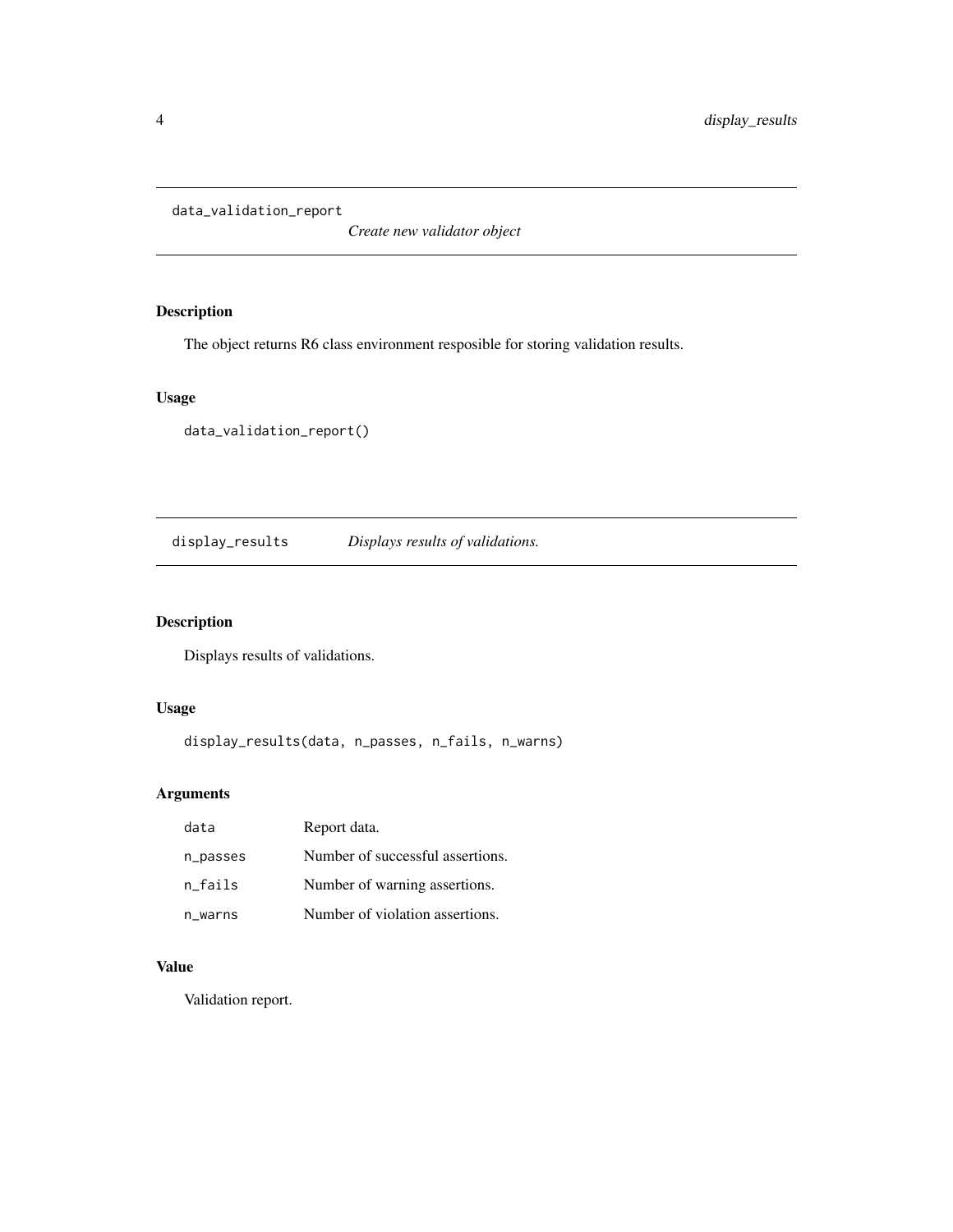## data_validation_report

*Create new validator object*

### Description

The object returns R6 class environment resposible for storing validation results.

### Usage

```
data_validation_report()
```

## display_results

*Displays results of validations.*

### Description

Displays results of validations.

### Usage

```
display_results(data, n_passes, n_fails, n_warns)
```

### Arguments

| | |
|---|---|
| data | Report data. |
| n_passes | Number of successful assertions. |
| n_fails | Number of warning assertions. |
| n_warns | Number of violation assertions. |

### Value

Validation report.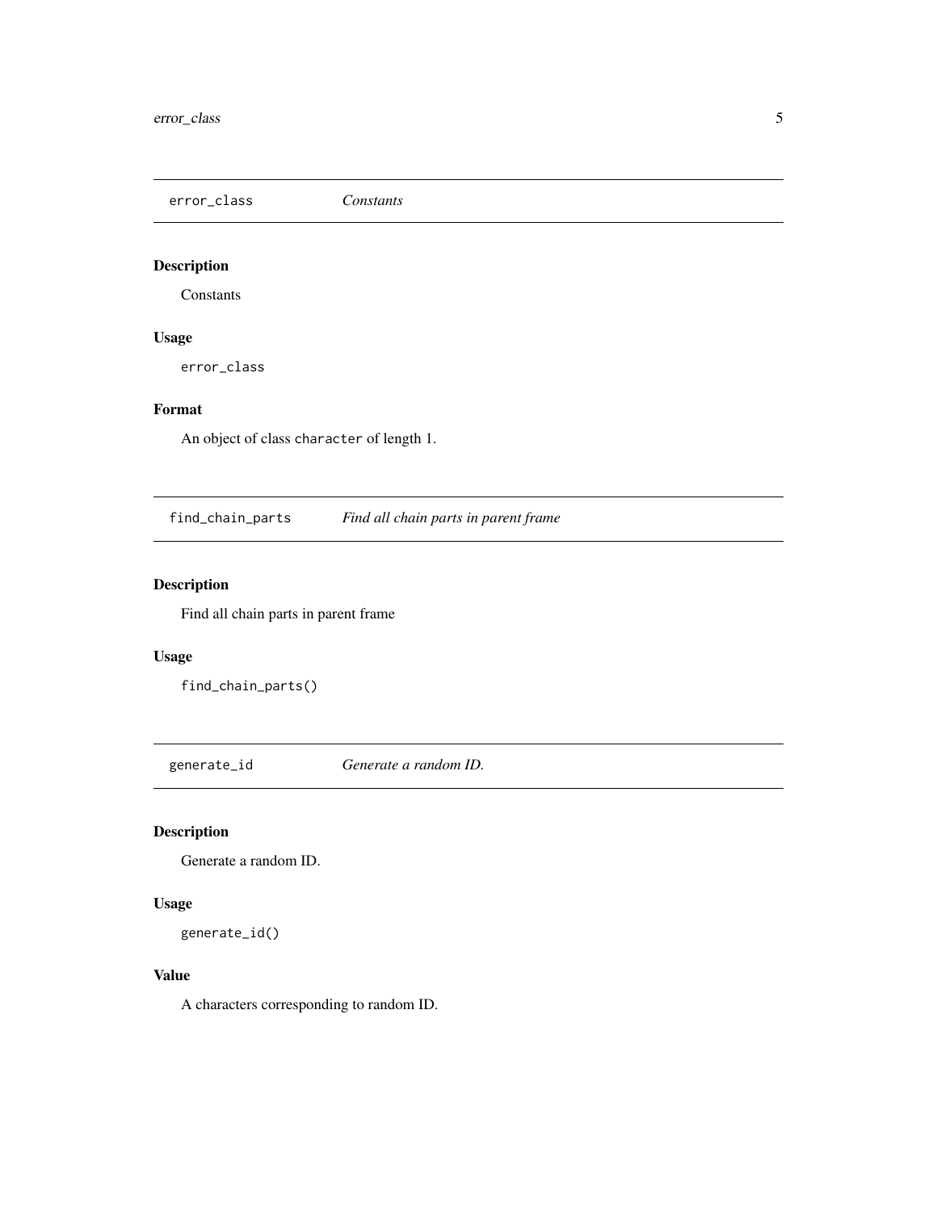## error_class *Constants*

### Description

Constants

### Usage

```
error_class
```

### Format

An object of class `character` of length 1.

## find_chain_parts *Find all chain parts in parent frame*

### Description

Find all chain parts in parent frame

### Usage

```
find_chain_parts()
```

## generate_id *Generate a random ID.*

### Description

Generate a random ID.

### Usage

```
generate_id()
```

### Value

A characters corresponding to random ID.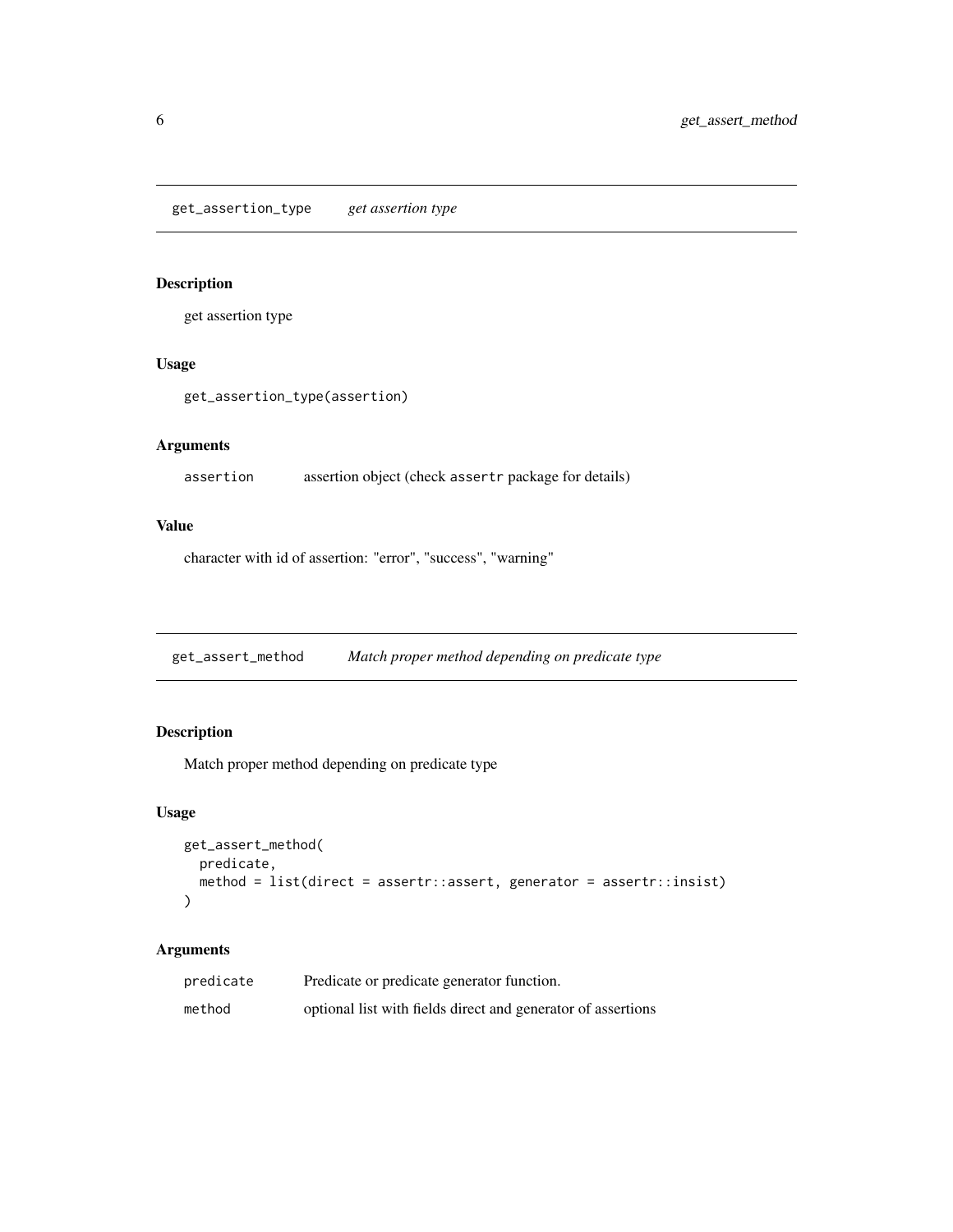## get_assertion_type *get assertion type*

### Description

get assertion type

### Usage

```
get_assertion_type(assertion)
```

### Arguments

| | |
|---|---|
| assertion | assertion object (check assertr package for details) |

### Value

character with id of assertion: "error", "success", "warning"

## get_assert_method *Match proper method depending on predicate type*

### Description

Match proper method depending on predicate type

### Usage

```
get_assert_method(
  predicate,
  method = list(direct = assertr::assert, generator = assertr::insist)
)
```

### Arguments

| | |
|---|---|
| predicate | Predicate or predicate generator function. |
| method | optional list with fields direct and generator of assertions |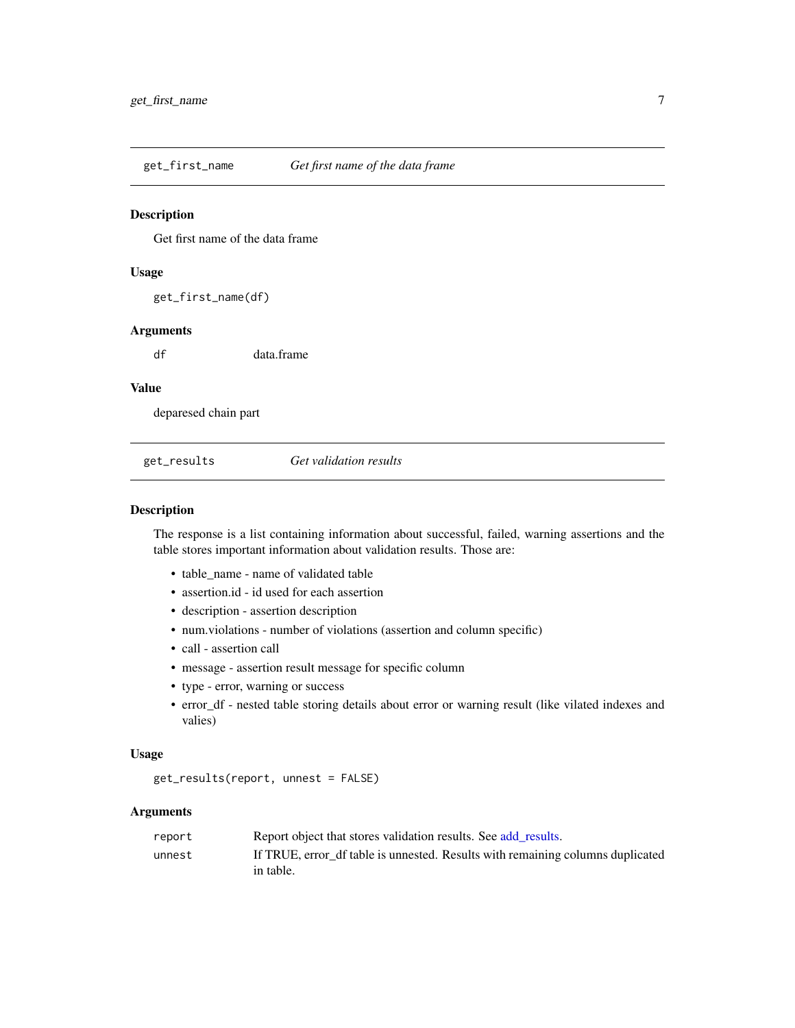## get_first_name — *Get first name of the data frame*

### Description

Get first name of the data frame

### Usage

```
get_first_name(df)
```

### Arguments

| | |
|---|---|
| df | data.frame |

### Value

deparesed chain part

## get_results — *Get validation results*

### Description

The response is a list containing information about successful, failed, warning assertions and the table stores important information about validation results. Those are:

- table_name - name of validated table
- assertion.id - id used for each assertion
- description - assertion description
- num.violations - number of violations (assertion and column specific)
- call - assertion call
- message - assertion result message for specific column
- type - error, warning or success
- error_df - nested table storing details about error or warning result (like vilated indexes and valies)

### Usage

```
get_results(report, unnest = FALSE)
```

### Arguments

| | |
|---|---|
| report | Report object that stores validation results. See add_results. |
| unnest | If TRUE, error_df table is unnested. Results with remaining columns duplicated in table. |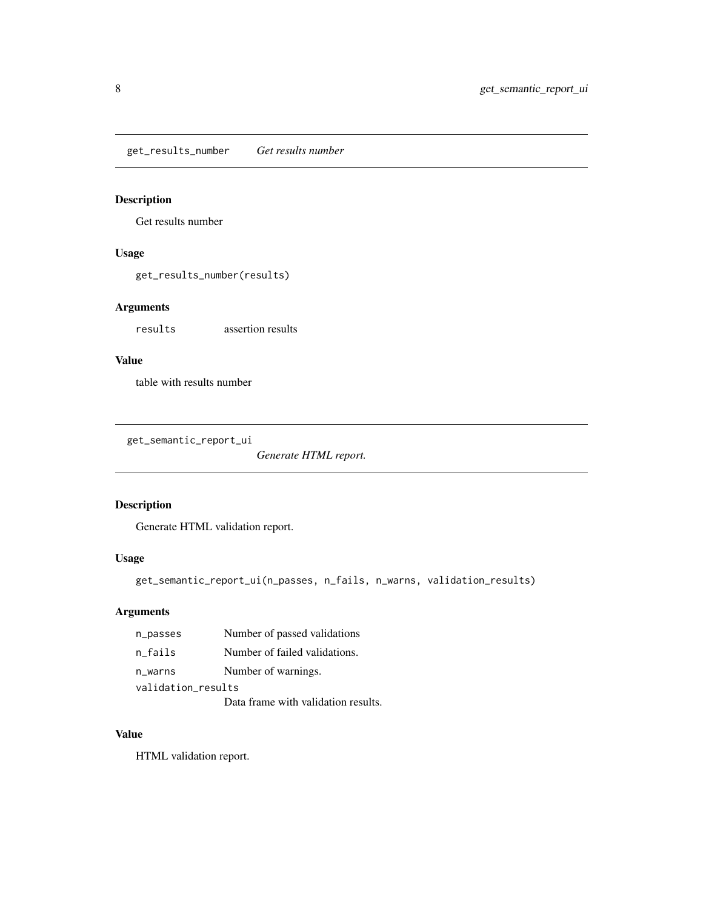## get_results_number *Get results number*

### Description

Get results number

### Usage

```
get_results_number(results)
```

### Arguments

| | |
|---|---|
| `results` | assertion results |

### Value

table with results number

## get_semantic_report_ui *Generate HTML report.*

### Description

Generate HTML validation report.

### Usage

```
get_semantic_report_ui(n_passes, n_fails, n_warns, validation_results)
```

### Arguments

| | |
|---|---|
| `n_passes` | Number of passed validations |
| `n_fails` | Number of failed validations. |
| `n_warns` | Number of warnings. |
| `validation_results` | Data frame with validation results. |

### Value

HTML validation report.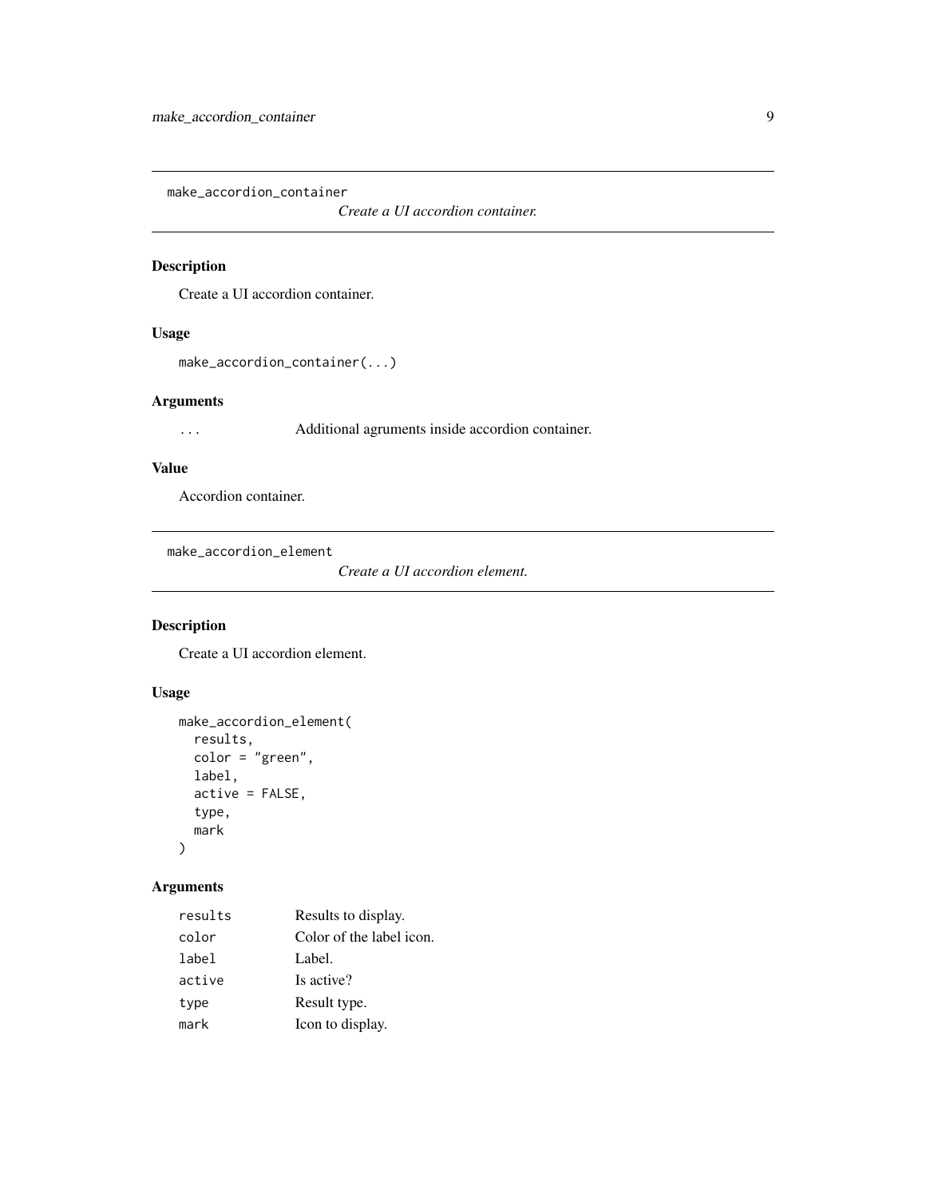## make_accordion_container

*Create a UI accordion container.*

### Description

Create a UI accordion container.

### Usage

```
make_accordion_container(...)
```

### Arguments

| | |
|---|---|
| `...` | Additional agruments inside accordion container. |

### Value

Accordion container.

## make_accordion_element

*Create a UI accordion element.*

### Description

Create a UI accordion element.

### Usage

```
make_accordion_element(
  results,
  color = "green",
  label,
  active = FALSE,
  type,
  mark
)
```

### Arguments

| | |
|---|---|
| `results` | Results to display. |
| `color` | Color of the label icon. |
| `label` | Label. |
| `active` | Is active? |
| `type` | Result type. |
| `mark` | Icon to display. |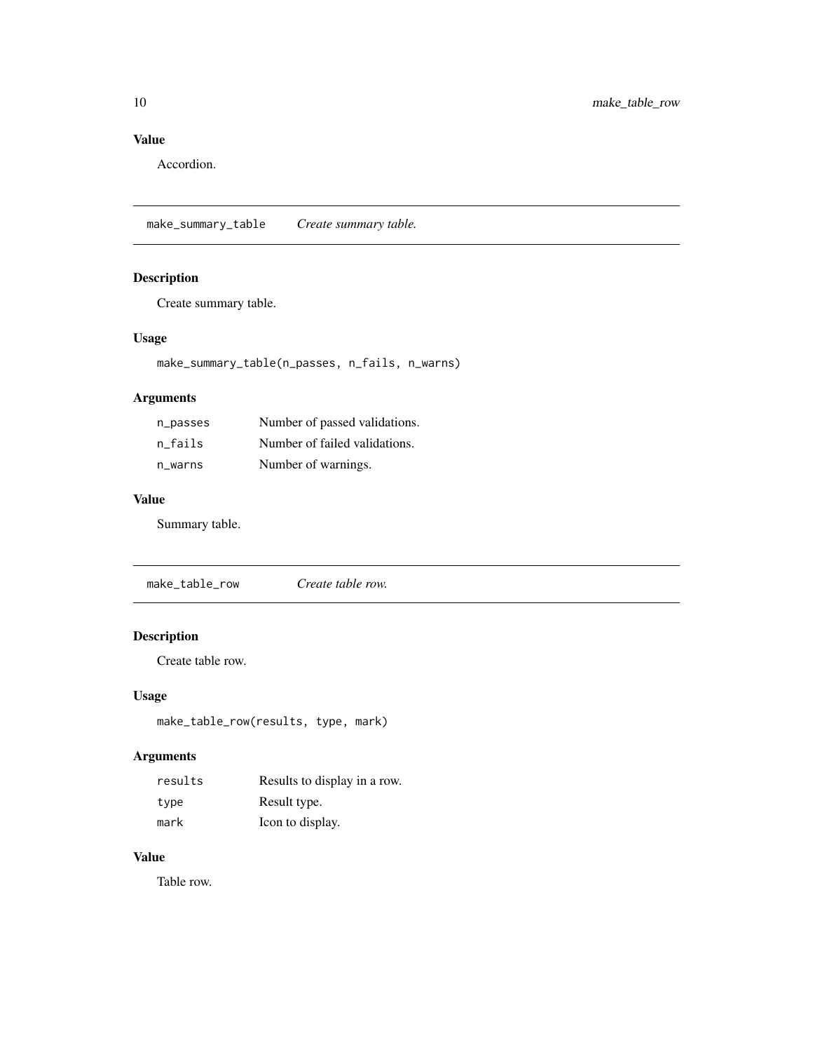### Value

Accordion.

---

## make_summary_table    *Create summary table.*

### Description

Create summary table.

### Usage

```
make_summary_table(n_passes, n_fails, n_warns)
```

### Arguments

| | |
|---|---|
| `n_passes` | Number of passed validations. |
| `n_fails` | Number of failed validations. |
| `n_warns` | Number of warnings. |

### Value

Summary table.

---

## make_table_row    *Create table row.*

### Description

Create table row.

### Usage

```
make_table_row(results, type, mark)
```

### Arguments

| | |
|---|---|
| `results` | Results to display in a row. |
| `type` | Result type. |
| `mark` | Icon to display. |

### Value

Table row.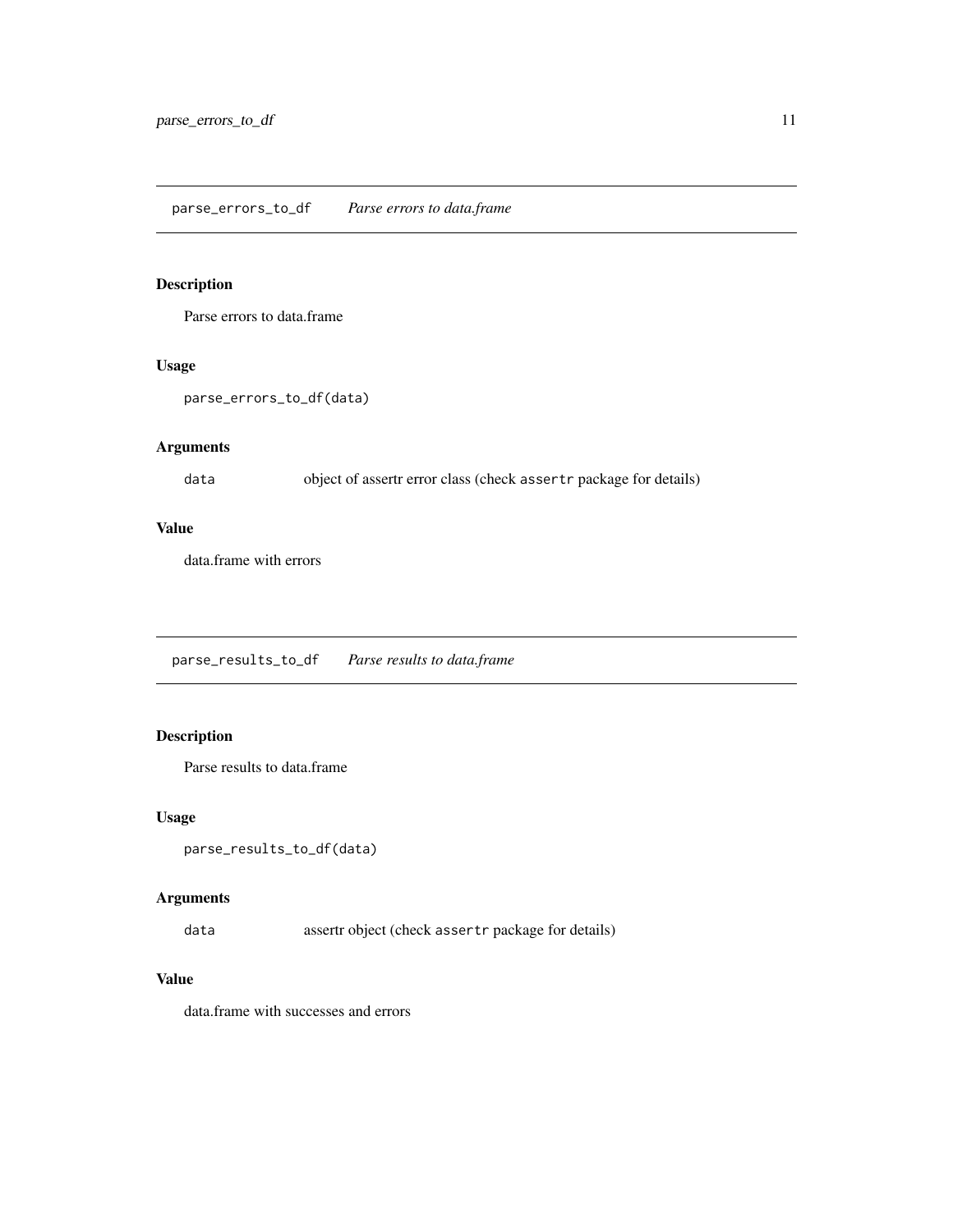## parse_errors_to_df *Parse errors to data.frame*

### Description

Parse errors to data.frame

### Usage

```
parse_errors_to_df(data)
```

### Arguments

| | |
|---|---|
| data | object of assertr error class (check assertr package for details) |

### Value

data.frame with errors

## parse_results_to_df *Parse results to data.frame*

### Description

Parse results to data.frame

### Usage

```
parse_results_to_df(data)
```

### Arguments

| | |
|---|---|
| data | assertr object (check assertr package for details) |

### Value

data.frame with successes and errors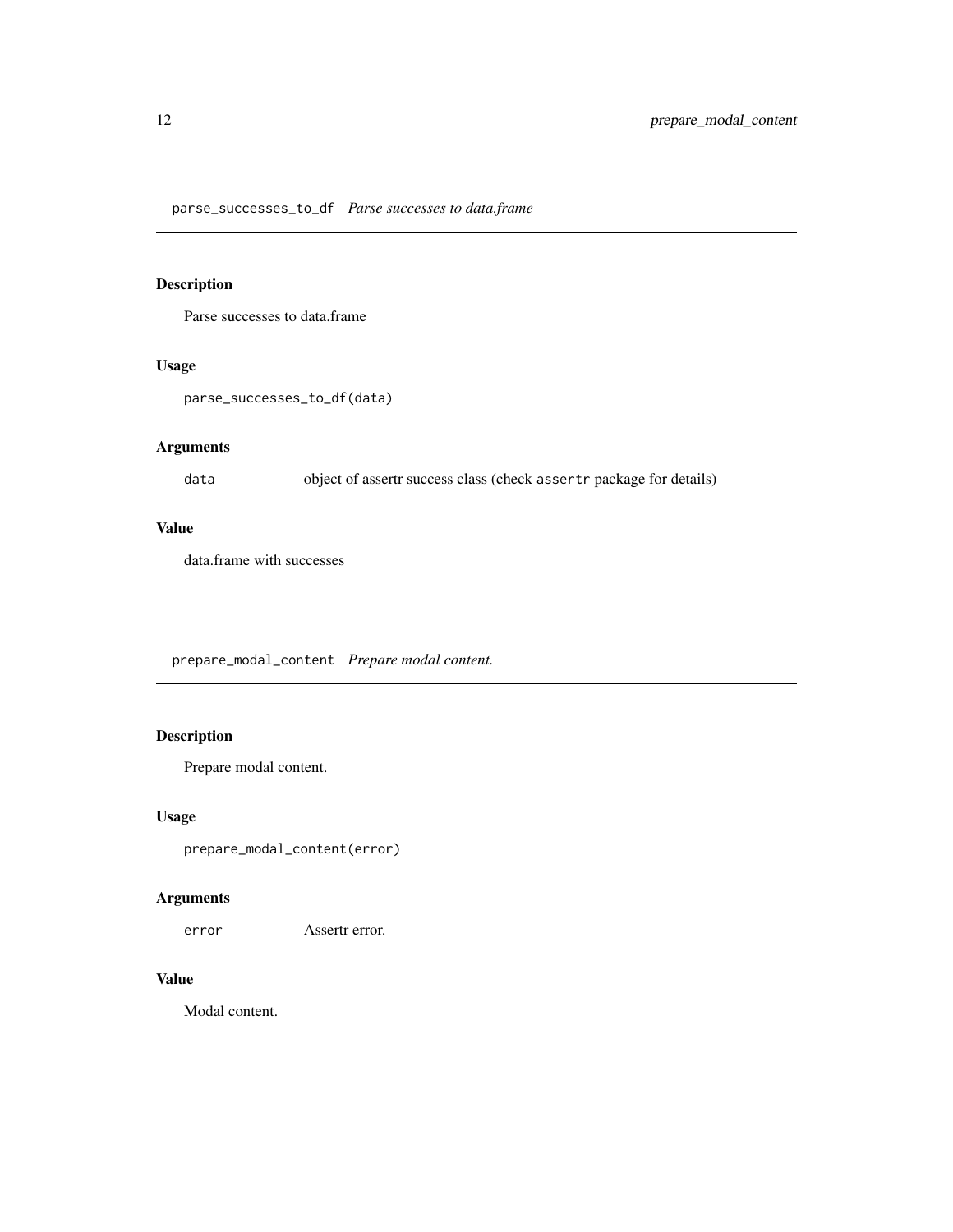## parse_successes_to_df *Parse successes to data.frame*

### Description

Parse successes to data.frame

### Usage

```
parse_successes_to_df(data)
```

### Arguments

| | |
|---|---|
| `data` | object of assertr success class (check `assertr` package for details) |

### Value

data.frame with successes

## prepare_modal_content *Prepare modal content.*

### Description

Prepare modal content.

### Usage

```
prepare_modal_content(error)
```

### Arguments

| | |
|---|---|
| `error` | Assertr error. |

### Value

Modal content.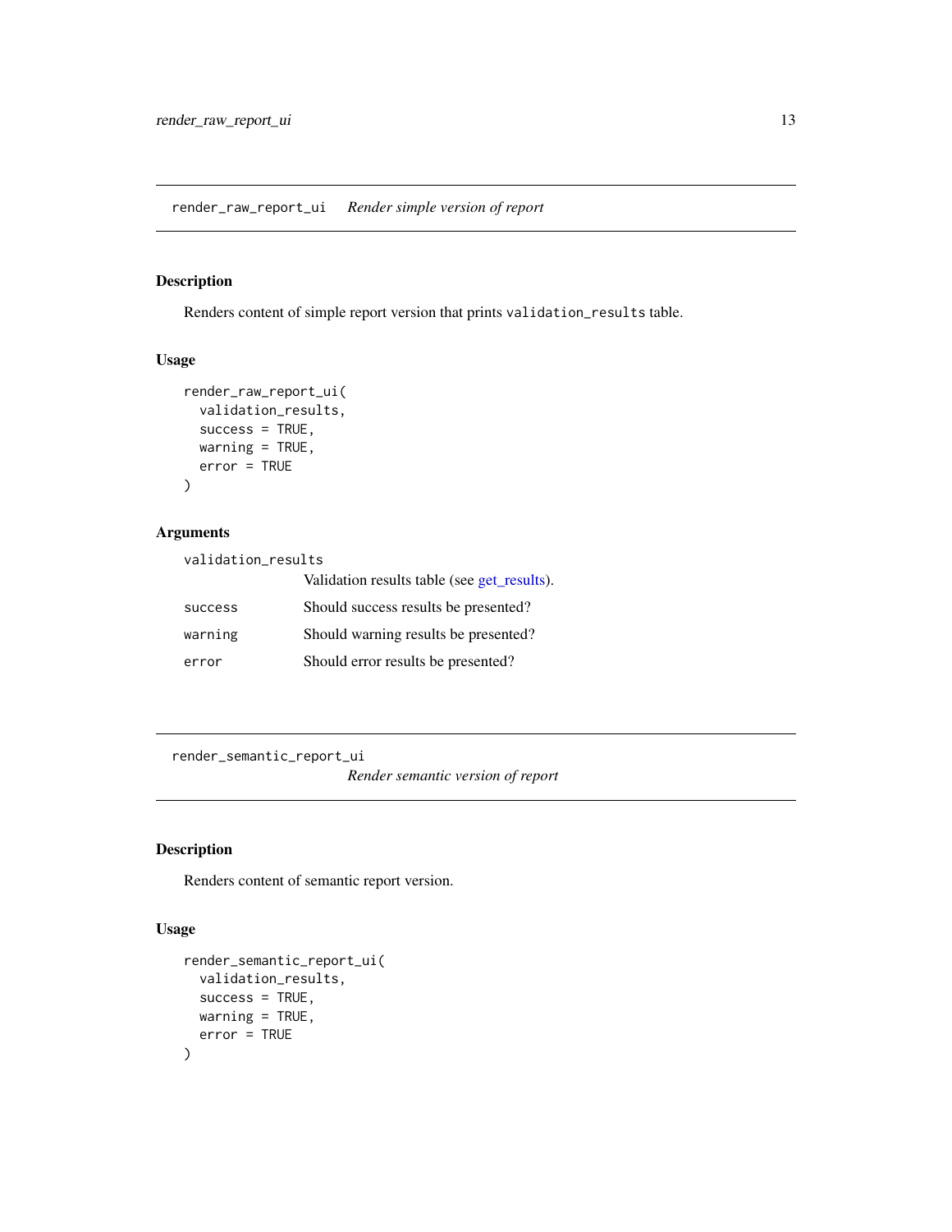## render_raw_report_ui *Render simple version of report*

### Description

Renders content of simple report version that prints `validation_results` table.

### Usage

```
render_raw_report_ui(
  validation_results,
  success = TRUE,
  warning = TRUE,
  error = TRUE
)
```

### Arguments

| | |
|---|---|
| `validation_results` | Validation results table (see get_results). |
| `success` | Should success results be presented? |
| `warning` | Should warning results be presented? |
| `error` | Should error results be presented? |

## render_semantic_report_ui *Render semantic version of report*

### Description

Renders content of semantic report version.

### Usage

```
render_semantic_report_ui(
  validation_results,
  success = TRUE,
  warning = TRUE,
  error = TRUE
)
```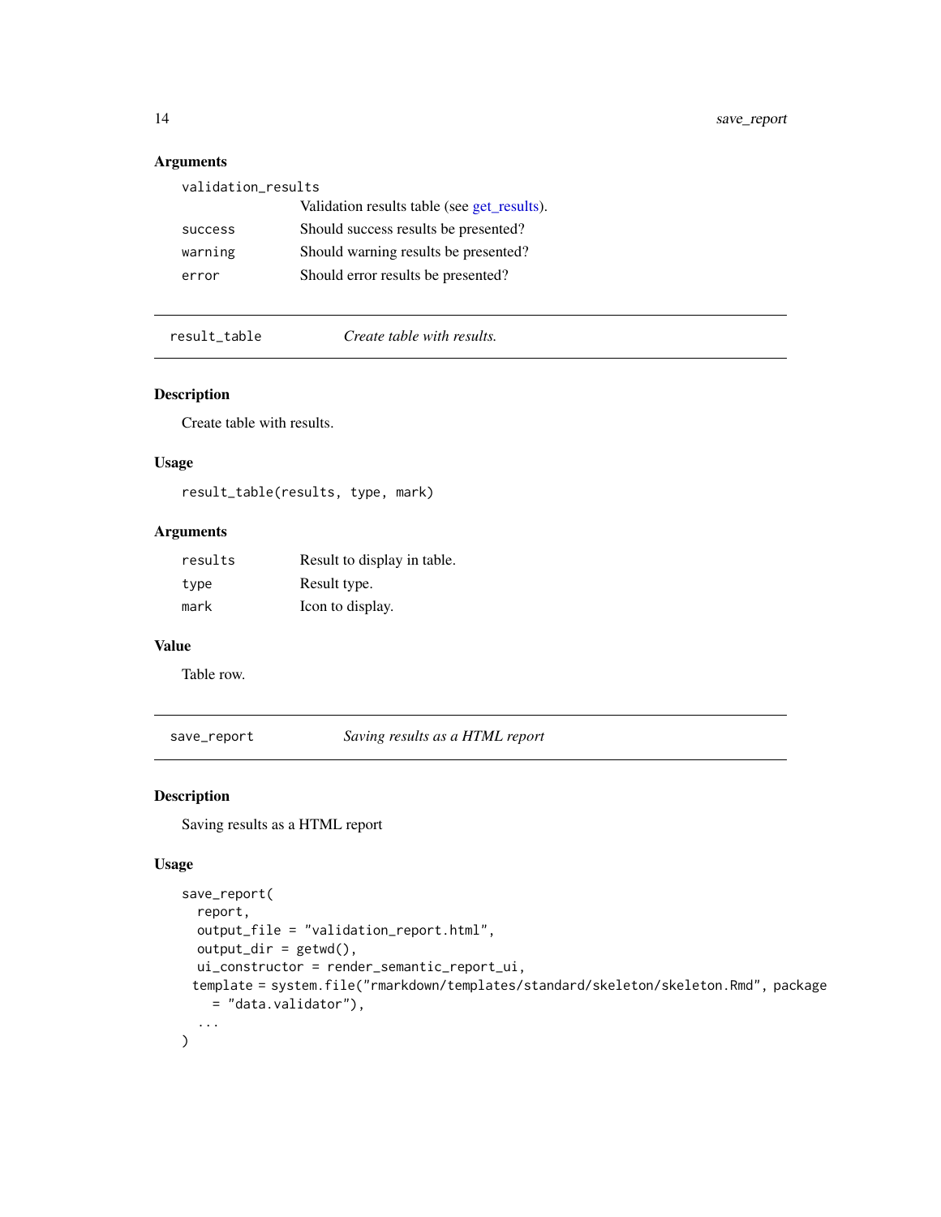## Arguments

| | |
|---|---|
| validation_results | Validation results table (see get_results). |
| success | Should success results be presented? |
| warning | Should warning results be presented? |
| error | Should error results be presented? |

---

## result_table    *Create table with results.*

### Description

Create table with results.

### Usage

```
result_table(results, type, mark)
```

### Arguments

| | |
|---|---|
| results | Result to display in table. |
| type | Result type. |
| mark | Icon to display. |

### Value

Table row.

---

## save_report    *Saving results as a HTML report*

### Description

Saving results as a HTML report

### Usage

```
save_report(
  report,
  output_file = "validation_report.html",
  output_dir = getwd(),
  ui_constructor = render_semantic_report_ui,
 template = system.file("rmarkdown/templates/standard/skeleton/skeleton.Rmd", package
    = "data.validator"),
  ...
)
```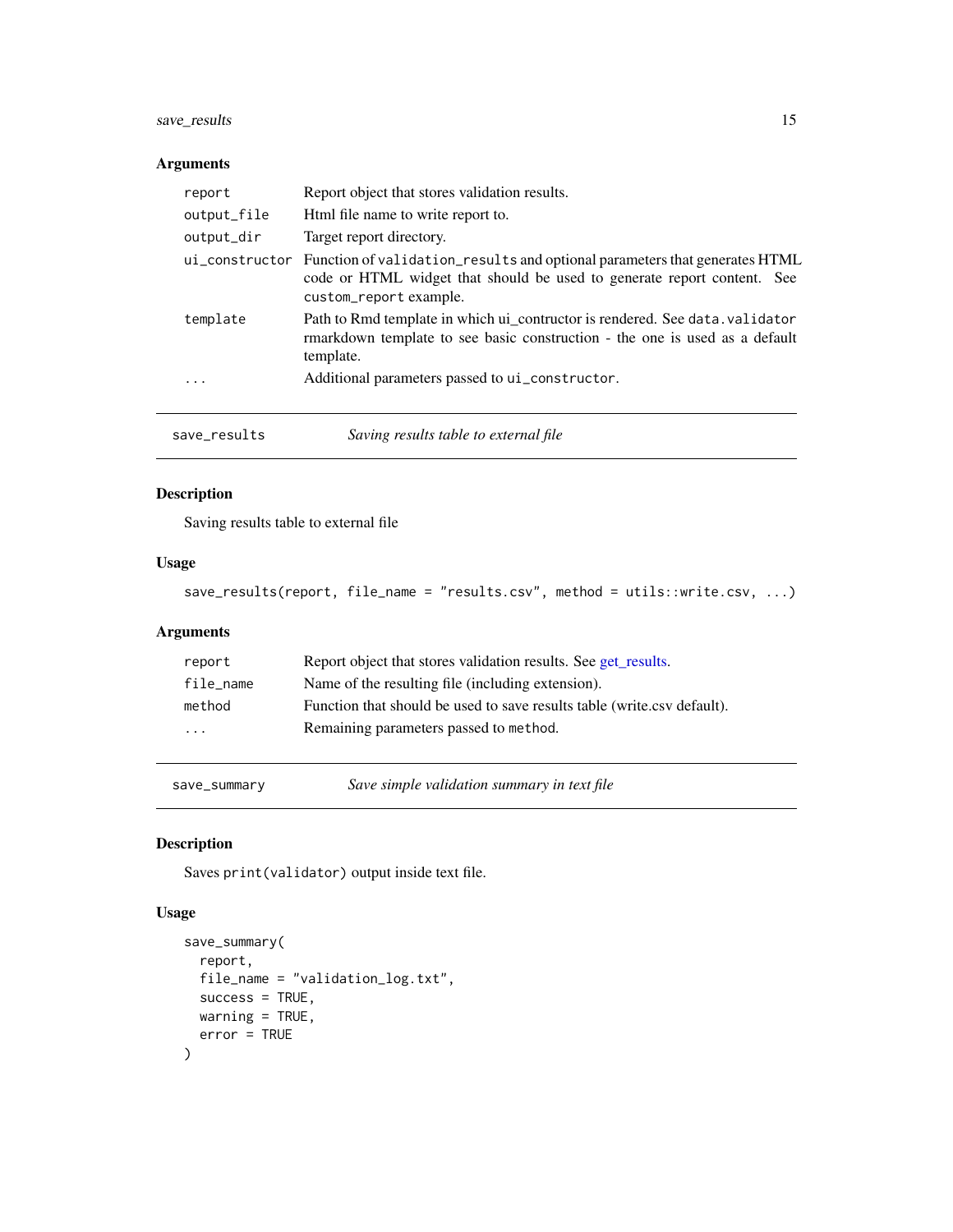### Arguments

| | |
|---|---|
| `report` | Report object that stores validation results. |
| `output_file` | Html file name to write report to. |
| `output_dir` | Target report directory. |
| `ui_constructor` | Function of `validation_results` and optional parameters that generates HTML code or HTML widget that should be used to generate report content. See `custom_report` example. |
| `template` | Path to Rmd template in which ui_contructor is rendered. See `data.validator` rmarkdown template to see basic construction - the one is used as a default template. |
| `...` | Additional parameters passed to `ui_constructor`. |

---

## `save_results` — *Saving results table to external file*

### Description

Saving results table to external file

### Usage

```
save_results(report, file_name = "results.csv", method = utils::write.csv, ...)
```

### Arguments

| | |
|---|---|
| `report` | Report object that stores validation results. See get_results. |
| `file_name` | Name of the resulting file (including extension). |
| `method` | Function that should be used to save results table (write.csv default). |
| `...` | Remaining parameters passed to `method`. |

---

## `save_summary` — *Save simple validation summary in text file*

### Description

Saves `print(validator)` output inside text file.

### Usage

```
save_summary(
  report,
  file_name = "validation_log.txt",
  success = TRUE,
  warning = TRUE,
  error = TRUE
)
```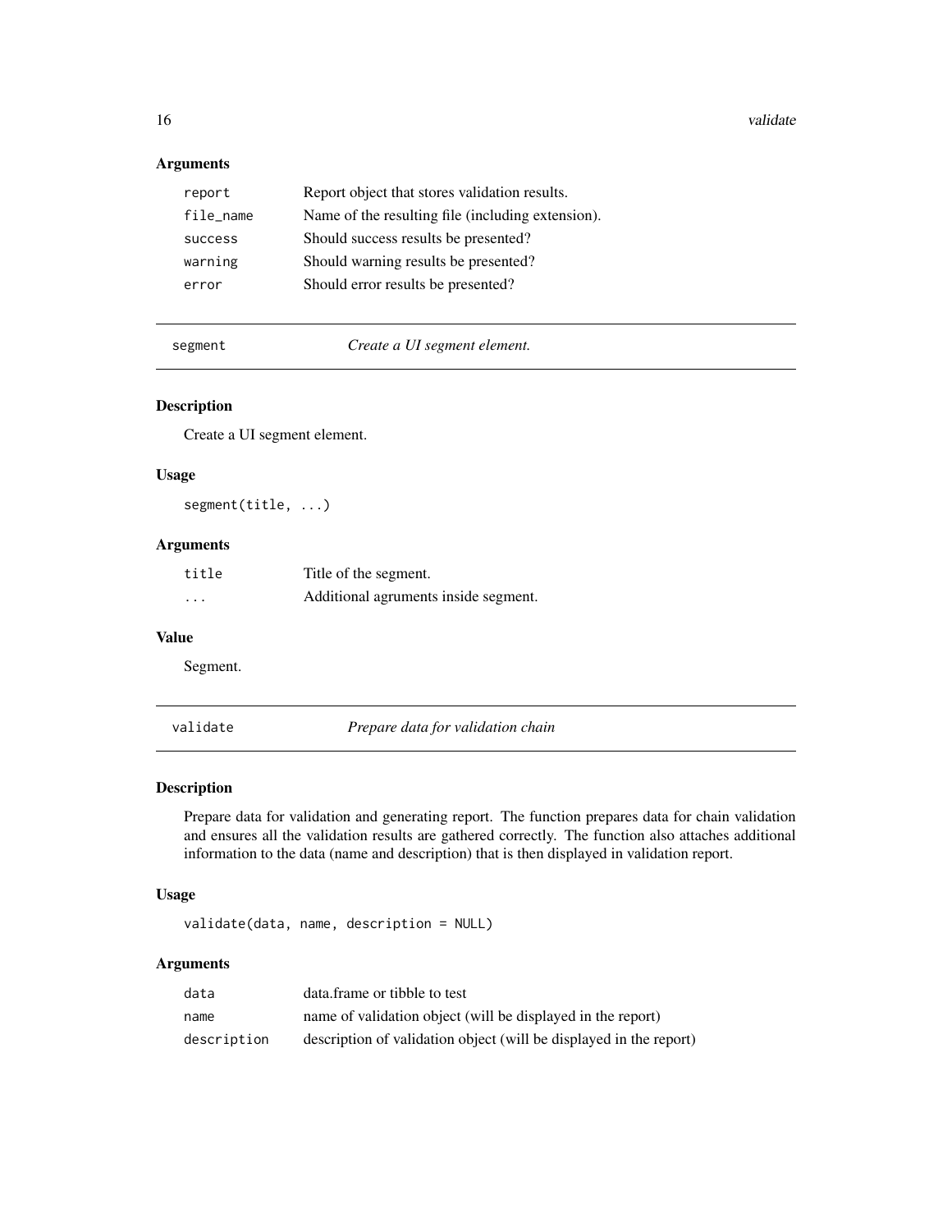### Arguments

| | |
|---|---|
| `report` | Report object that stores validation results. |
| `file_name` | Name of the resulting file (including extension). |
| `success` | Should success results be presented? |
| `warning` | Should warning results be presented? |
| `error` | Should error results be presented? |

---

## segment — *Create a UI segment element.*

### Description

Create a UI segment element.

### Usage

```
segment(title, ...)
```

### Arguments

| | |
|---|---|
| `title` | Title of the segment. |
| `...` | Additional agruments inside segment. |

### Value

Segment.

---

## validate — *Prepare data for validation chain*

### Description

Prepare data for validation and generating report. The function prepares data for chain validation and ensures all the validation results are gathered correctly. The function also attaches additional information to the data (name and description) that is then displayed in validation report.

### Usage

```
validate(data, name, description = NULL)
```

### Arguments

| | |
|---|---|
| `data` | data.frame or tibble to test |
| `name` | name of validation object (will be displayed in the report) |
| `description` | description of validation object (will be displayed in the report) |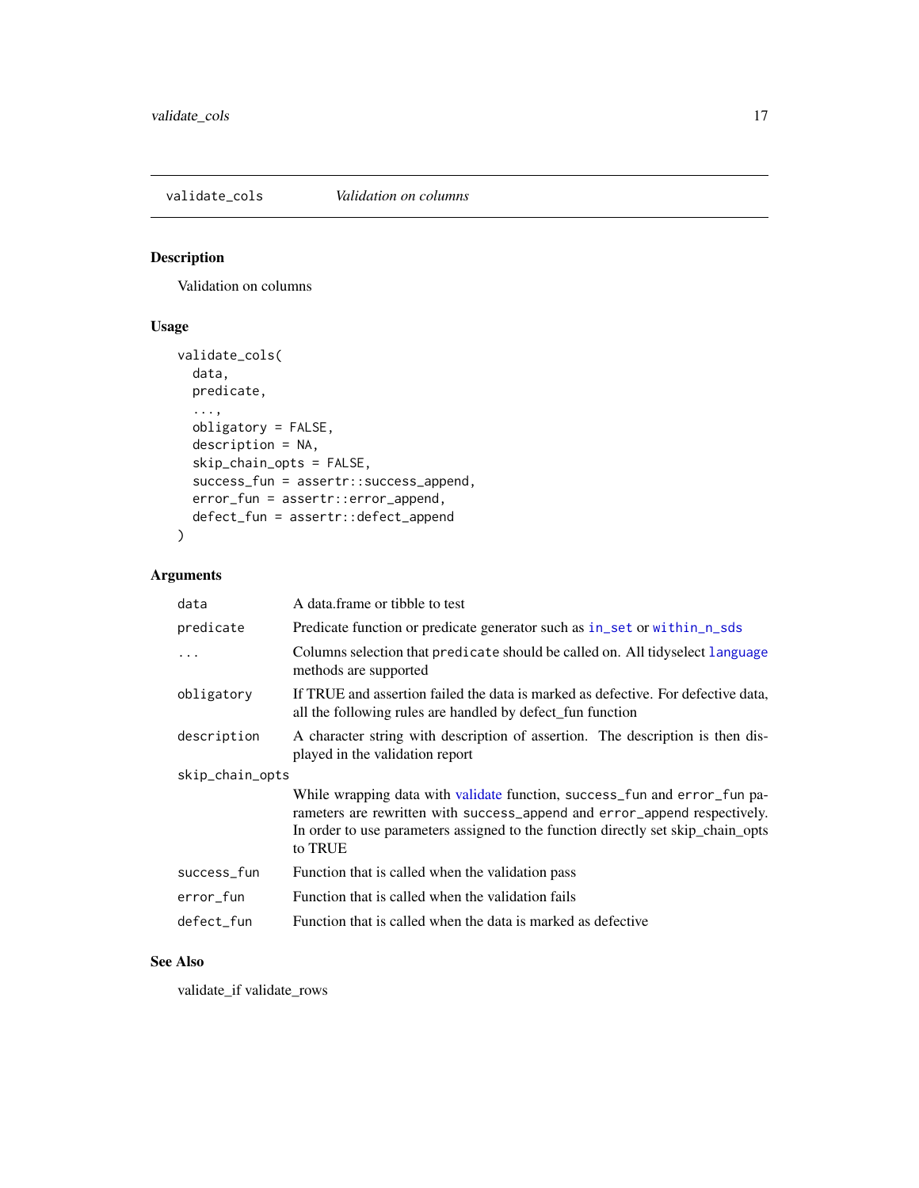## validate_cols — *Validation on columns*

### Description

Validation on columns

### Usage

```
validate_cols(
  data,
  predicate,
  ...,
  obligatory = FALSE,
  description = NA,
  skip_chain_opts = FALSE,
  success_fun = assertr::success_append,
  error_fun = assertr::error_append,
  defect_fun = assertr::defect_append
)
```

### Arguments

| Argument | Description |
|---|---|
| `data` | A data.frame or tibble to test |
| `predicate` | Predicate function or predicate generator such as `in_set` or `within_n_sds` |
| `...` | Columns selection that `predicate` should be called on. All tidyselect `language` methods are supported |
| `obligatory` | If TRUE and assertion failed the data is marked as defective. For defective data, all the following rules are handled by defect_fun function |
| `description` | A character string with description of assertion. The description is then displayed in the validation report |
| `skip_chain_opts` | While wrapping data with validate function, `success_fun` and `error_fun` parameters are rewritten with `success_append` and `error_append` respectively. In order to use parameters assigned to the function directly set skip_chain_opts to TRUE |
| `success_fun` | Function that is called when the validation pass |
| `error_fun` | Function that is called when the validation fails |
| `defect_fun` | Function that is called when the data is marked as defective |

### See Also

validate_if validate_rows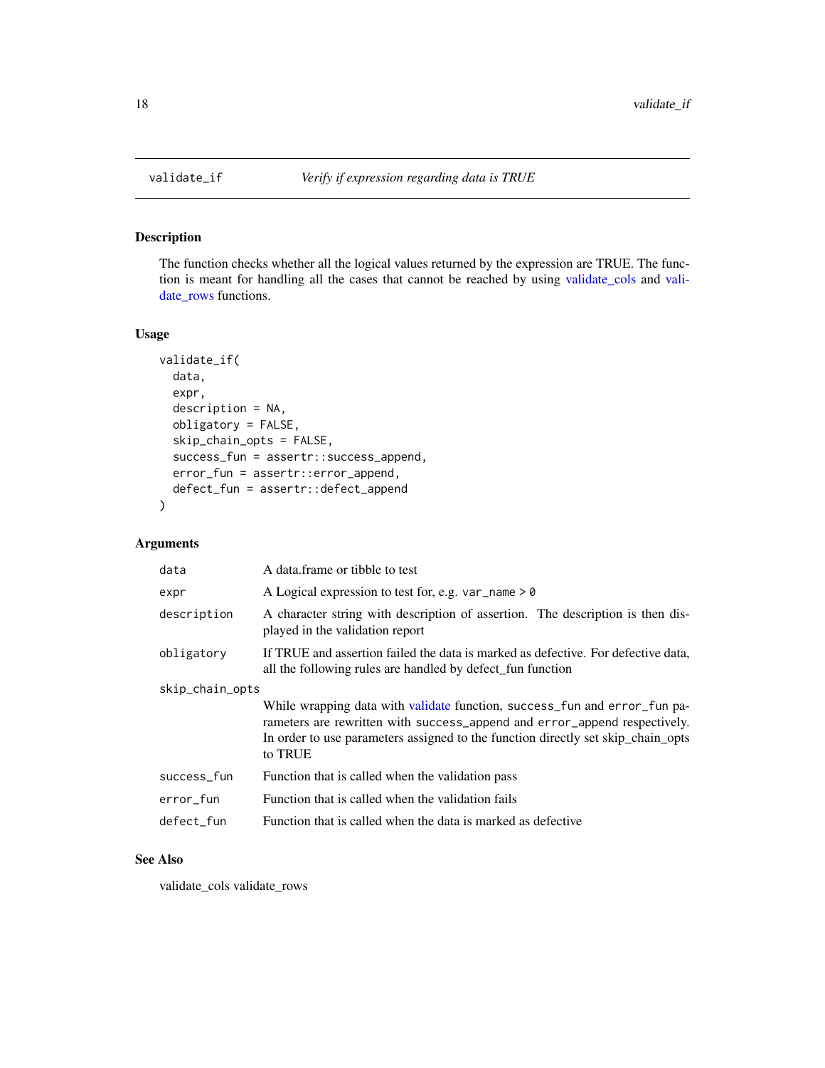## validate_if — *Verify if expression regarding data is TRUE*

### Description

The function checks whether all the logical values returned by the expression are TRUE. The function is meant for handling all the cases that cannot be reached by using validate_cols and validate_rows functions.

### Usage

```
validate_if(
  data,
  expr,
  description = NA,
  obligatory = FALSE,
  skip_chain_opts = FALSE,
  success_fun = assertr::success_append,
  error_fun = assertr::error_append,
  defect_fun = assertr::defect_append
)
```

### Arguments

| Argument | Description |
|---|---|
| `data` | A data.frame or tibble to test |
| `expr` | A Logical expression to test for, e.g. `var_name > 0` |
| `description` | A character string with description of assertion. The description is then displayed in the validation report |
| `obligatory` | If TRUE and assertion failed the data is marked as defective. For defective data, all the following rules are handled by defect_fun function |
| `skip_chain_opts` | While wrapping data with validate function, `success_fun` and `error_fun` parameters are rewritten with `success_append` and `error_append` respectively. In order to use parameters assigned to the function directly set skip_chain_opts to TRUE |
| `success_fun` | Function that is called when the validation pass |
| `error_fun` | Function that is called when the validation fails |
| `defect_fun` | Function that is called when the data is marked as defective |

### See Also

validate_cols validate_rows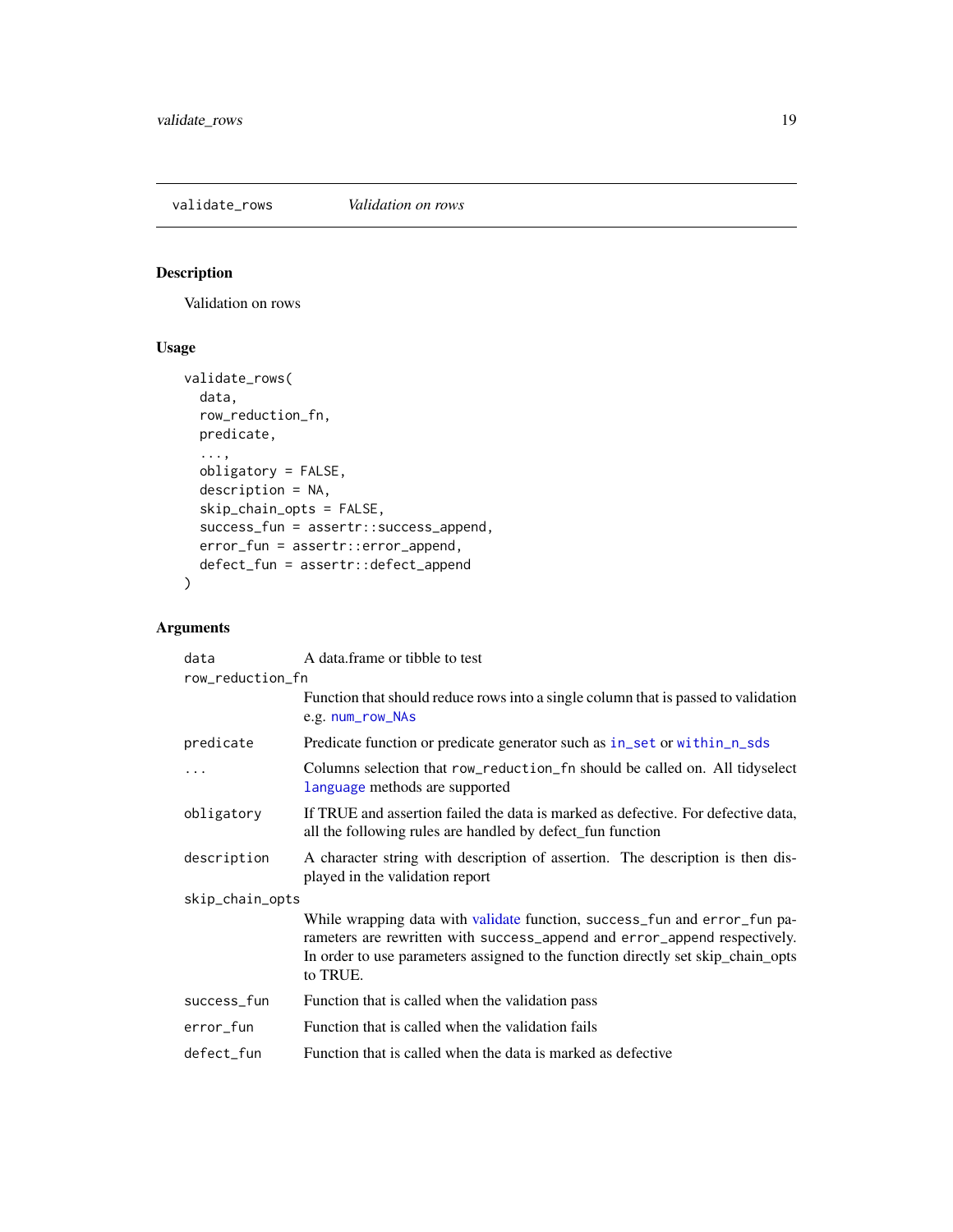`validate_rows` *Validation on rows*

## Description

Validation on rows

## Usage

```
validate_rows(
  data,
  row_reduction_fn,
  predicate,
  ...,
  obligatory = FALSE,
  description = NA,
  skip_chain_opts = FALSE,
  success_fun = assertr::success_append,
  error_fun = assertr::error_append,
  defect_fun = assertr::defect_append
)
```

## Arguments

| Argument | Description |
|---|---|
| `data` | A data.frame or tibble to test |
| `row_reduction_fn` | Function that should reduce rows into a single column that is passed to validation e.g. `num_row_NAs` |
| `predicate` | Predicate function or predicate generator such as `in_set` or `within_n_sds` |
| `...` | Columns selection that `row_reduction_fn` should be called on. All tidyselect `language` methods are supported |
| `obligatory` | If TRUE and assertion failed the data is marked as defective. For defective data, all the following rules are handled by defect_fun function |
| `description` | A character string with description of assertion. The description is then displayed in the validation report |
| `skip_chain_opts` | While wrapping data with validate function, `success_fun` and `error_fun` parameters are rewritten with `success_append` and `error_append` respectively. In order to use parameters assigned to the function directly set skip_chain_opts to TRUE. |
| `success_fun` | Function that is called when the validation pass |
| `error_fun` | Function that is called when the validation fails |
| `defect_fun` | Function that is called when the data is marked as defective |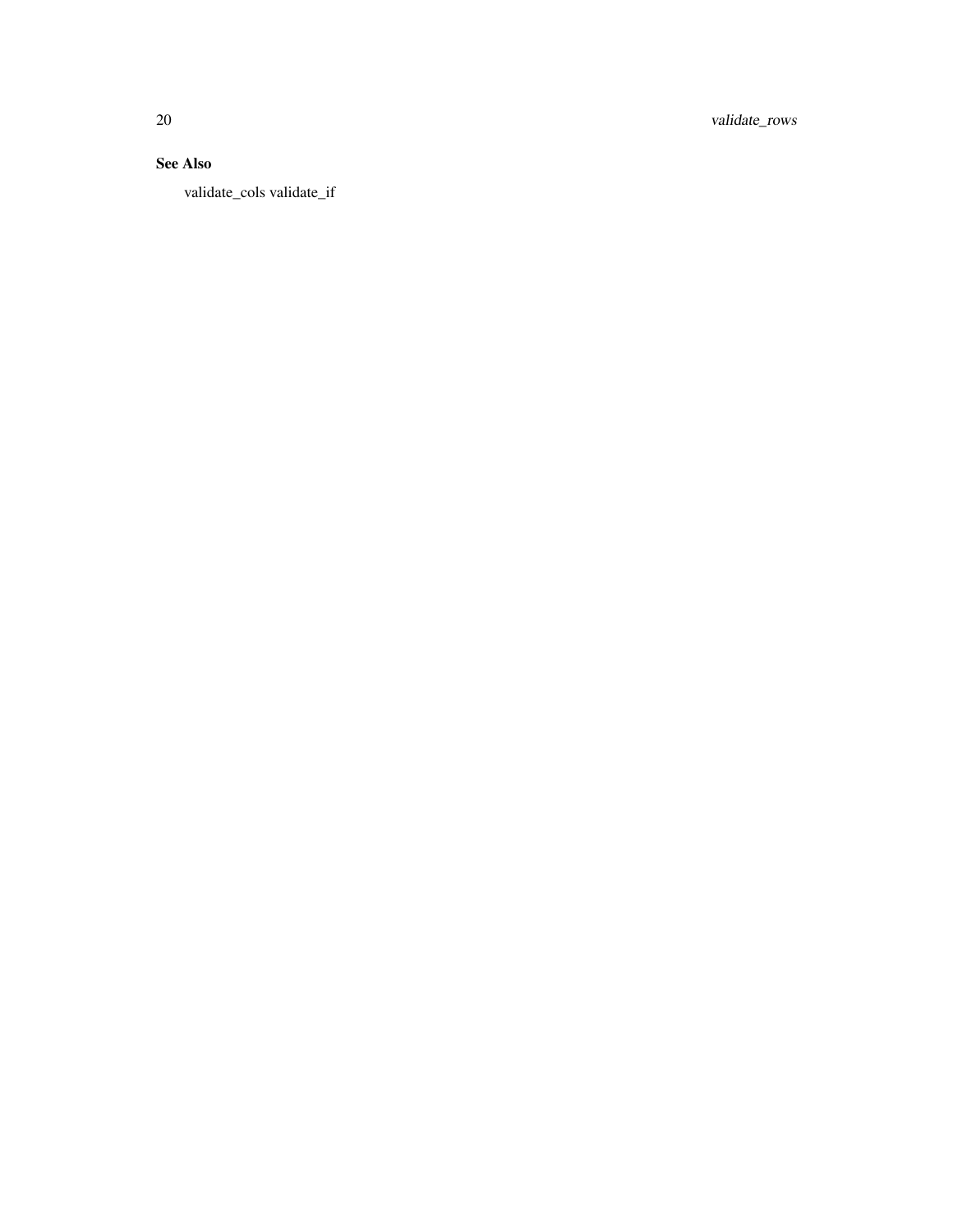### See Also

validate_cols validate_if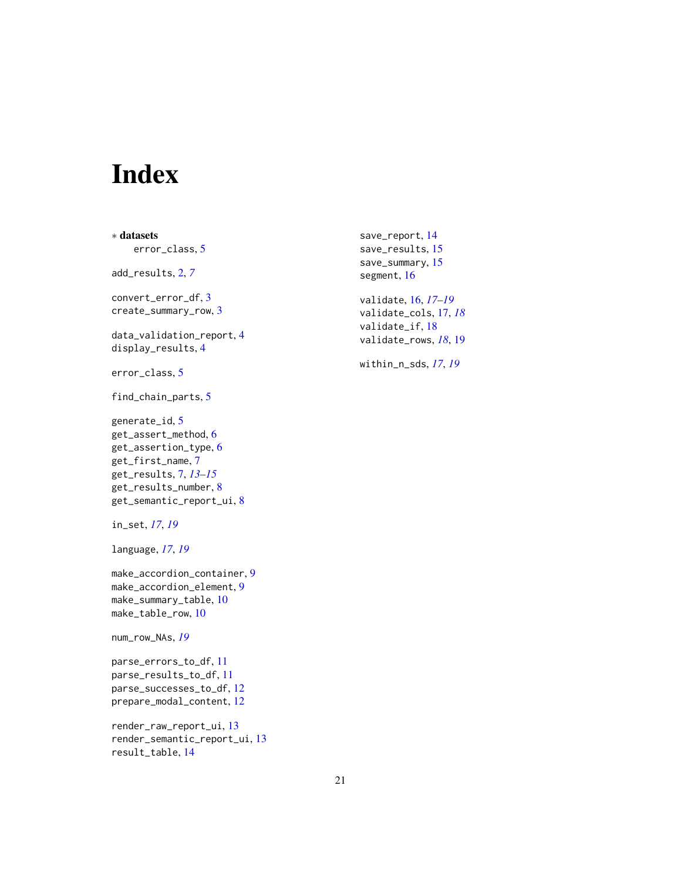# Index

∗ **datasets**
  error_class, 5

add_results, 2, *7*

convert_error_df, 3
create_summary_row, 3

data_validation_report, 4
display_results, 4

error_class, 5

find_chain_parts, 5

generate_id, 5
get_assert_method, 6
get_assertion_type, 6
get_first_name, 7
get_results, 7, *13–15*
get_results_number, 8
get_semantic_report_ui, 8

in_set, *17*, *19*

language, *17*, *19*

make_accordion_container, 9
make_accordion_element, 9
make_summary_table, 10
make_table_row, 10

num_row_NAs, *19*

parse_errors_to_df, 11
parse_results_to_df, 11
parse_successes_to_df, 12
prepare_modal_content, 12

render_raw_report_ui, 13
render_semantic_report_ui, 13
result_table, 14

save_report, 14
save_results, 15
save_summary, 15
segment, 16

validate, 16, *17–19*
validate_cols, 17, *18*
validate_if, 18
validate_rows, *18*, 19

within_n_sds, *17*, *19*